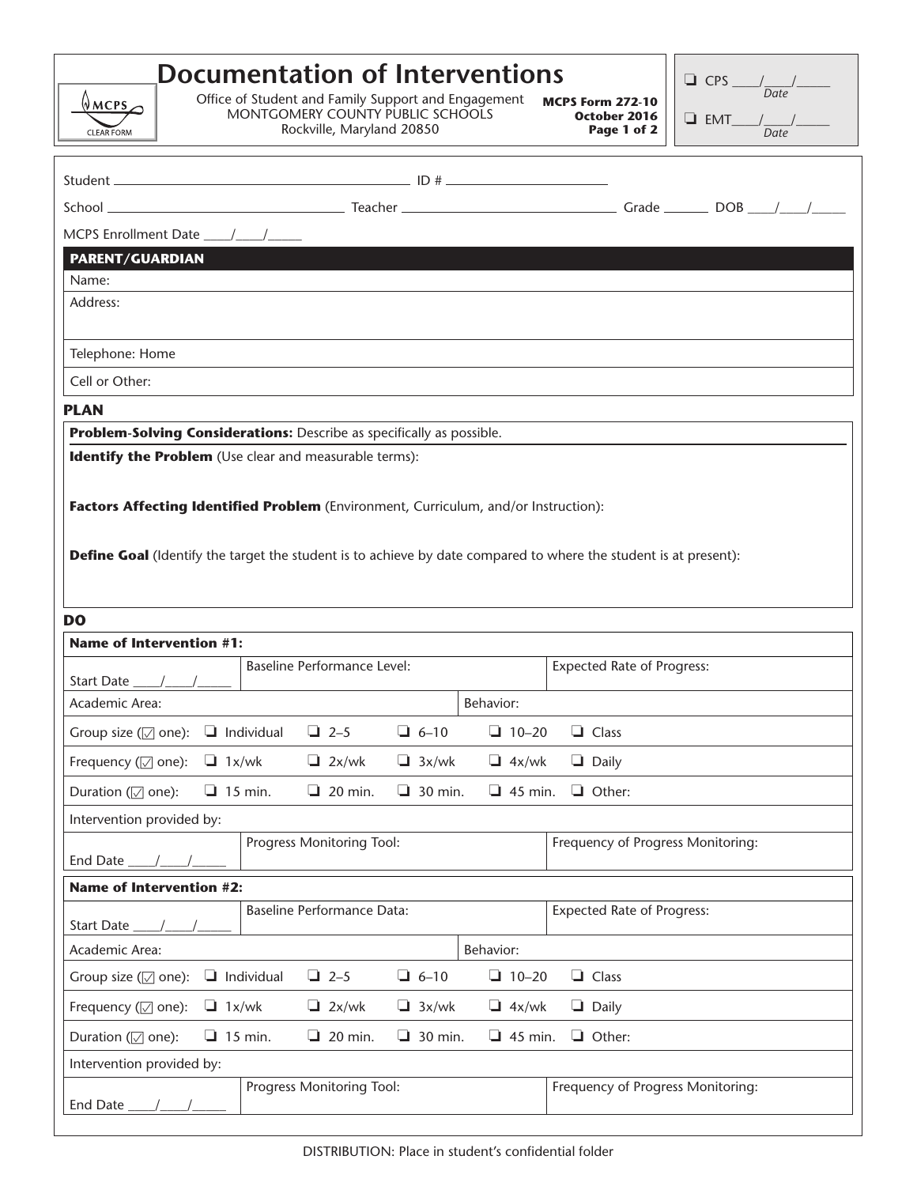# Documentation of Interventions

MCPS CLEAR FORM

Office of Student and Family Support and Engagement
MONTGOMERY COUNTY PUBLIC SCHOOLS
Rockville, Maryland 20850

**MCPS Form 272-10**
**October 2016**
**Page 1 of 2**

❑ CPS ____/____/_____ Date

❑ EMT____/____/_____ Date

Student ___________________________________________ ID # ______________________

School ______________________________ Teacher ______________________________ Grade _______ DOB ____/____/_____

MCPS Enrollment Date ____/____/_____

## PARENT/GUARDIAN

Name:

Address:

Telephone: Home

Cell or Other:

## PLAN

**Problem-Solving Considerations:** Describe as specifically as possible.

**Identify the Problem** (Use clear and measurable terms):

**Factors Affecting Identified Problem** (Environment, Curriculum, and/or Instruction):

**Define Goal** (Identify the target the student is to achieve by date compared to where the student is at present):

## DO

| **Name of Intervention #1:** | | | | | |
|---|---|---|---|---|---|
| Start Date ____/____/_____ | Baseline Performance Level: | | | Expected Rate of Progress: | |
| Academic Area: | | | Behavior: | | |
| Group size (☑ one): | ❑ Individual | ❑ 2–5 | ❑ 6–10 | ❑ 10–20 | ❑ Class |
| Frequency (☑ one): | ❑ 1x/wk | ❑ 2x/wk | ❑ 3x/wk | ❑ 4x/wk | ❑ Daily |
| Duration (☑ one): | ❑ 15 min. | ❑ 20 min. | ❑ 30 min. | ❑ 45 min. | ❑ Other: |
| Intervention provided by: | | | | | |
| End Date ____/____/_____ | Progress Monitoring Tool: | | | Frequency of Progress Monitoring: | |

| **Name of Intervention #2:** | | | | | |
|---|---|---|---|---|---|
| Start Date ____/____/_____ | Baseline Performance Data: | | | Expected Rate of Progress: | |
| Academic Area: | | | Behavior: | | |
| Group size (☑ one): | ❑ Individual | ❑ 2–5 | ❑ 6–10 | ❑ 10–20 | ❑ Class |
| Frequency (☑ one): | ❑ 1x/wk | ❑ 2x/wk | ❑ 3x/wk | ❑ 4x/wk | ❑ Daily |
| Duration (☑ one): | ❑ 15 min. | ❑ 20 min. | ❑ 30 min. | ❑ 45 min. | ❑ Other: |
| Intervention provided by: | | | | | |
| End Date ____/____/_____ | Progress Monitoring Tool: | | | Frequency of Progress Monitoring: | |

DISTRIBUTION: Place in student's confidential folder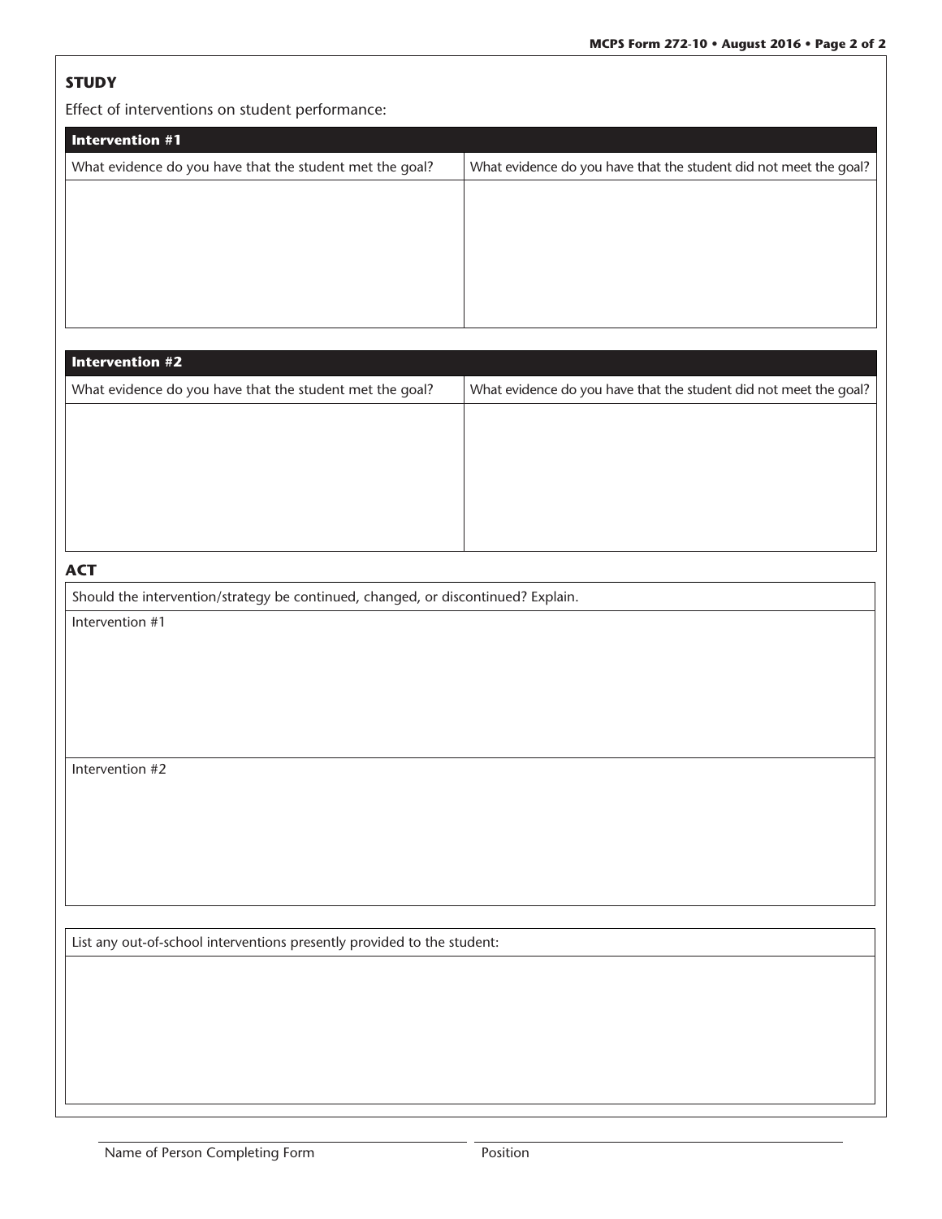## STUDY

Effect of interventions on student performance:

| Intervention #1 | |
|---|---|
| What evidence do you have that the student met the goal? | What evidence do you have that the student did not meet the goal? |
| | |

| Intervention #2 | |
|---|---|
| What evidence do you have that the student met the goal? | What evidence do you have that the student did not meet the goal? |
| | |

## ACT

| Should the intervention/strategy be continued, changed, or discontinued? Explain. |
|---|
| Intervention #1 |
| Intervention #2 |

| List any out-of-school interventions presently provided to the student: |
|---|
| |

Name of Person Completing Form

Position